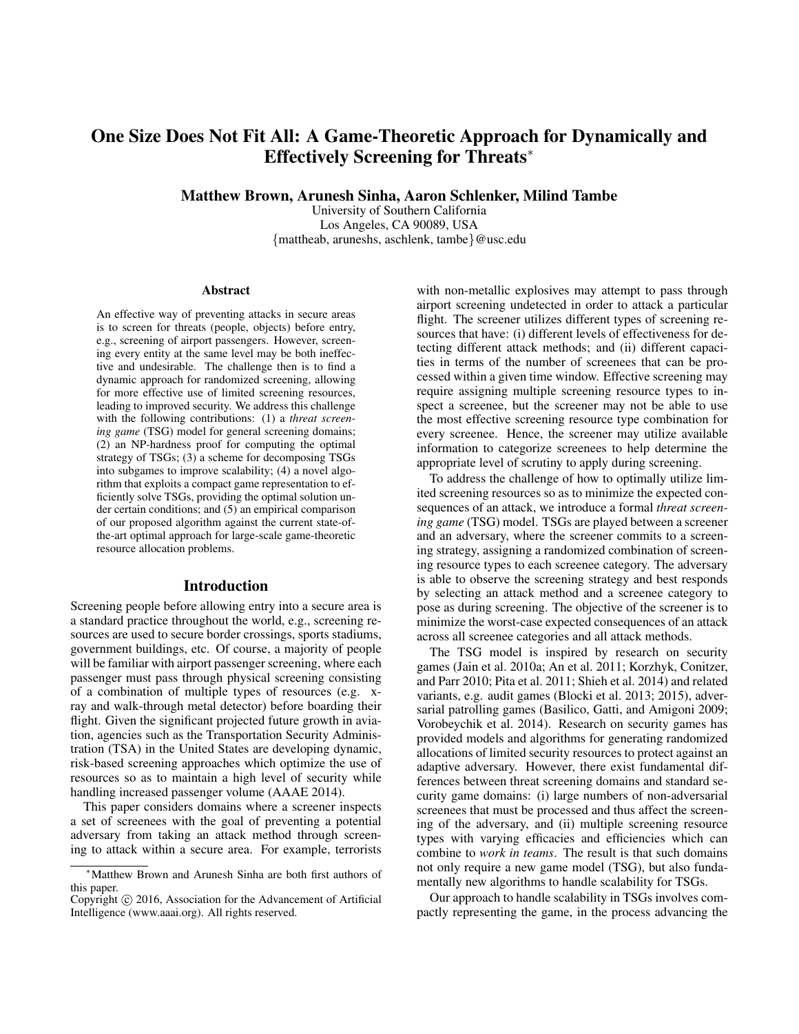# One Size Does Not Fit All: A Game-Theoretic Approach for Dynamically and Effectively Screening for Threats*

**Matthew Brown, Arunesh Sinha, Aaron Schlenker, Milind Tambe**

University of Southern California
Los Angeles, CA 90089, USA
{mattheab, aruneshs, aschlenk, tambe}@usc.edu

## Abstract

An effective way of preventing attacks in secure areas is to screen for threats (people, objects) before entry, e.g., screening of airport passengers. However, screening every entity at the same level may be both ineffective and undesirable. The challenge then is to find a dynamic approach for randomized screening, allowing for more effective use of limited screening resources, leading to improved security. We address this challenge with the following contributions: (1) a *threat screening game* (TSG) model for general screening domains; (2) an NP-hardness proof for computing the optimal strategy of TSGs; (3) a scheme for decomposing TSGs into subgames to improve scalability; (4) a novel algorithm that exploits a compact game representation to efficiently solve TSGs, providing the optimal solution under certain conditions; and (5) an empirical comparison of our proposed algorithm against the current state-of-the-art optimal approach for large-scale game-theoretic resource allocation problems.

## Introduction

Screening people before allowing entry into a secure area is a standard practice throughout the world, e.g., screening resources are used to secure border crossings, sports stadiums, government buildings, etc. Of course, a majority of people will be familiar with airport passenger screening, where each passenger must pass through physical screening consisting of a combination of multiple types of resources (e.g. x-ray and walk-through metal detector) before boarding their flight. Given the significant projected future growth in aviation, agencies such as the Transportation Security Administration (TSA) in the United States are developing dynamic, risk-based screening approaches which optimize the use of resources so as to maintain a high level of security while handling increased passenger volume (AAAE 2014).

This paper considers domains where a screener inspects a set of screenees with the goal of preventing a potential adversary from taking an attack method through screening to attack within a secure area. For example, terrorists with non-metallic explosives may attempt to pass through airport screening undetected in order to attack a particular flight. The screener utilizes different types of screening resources that have: (i) different levels of effectiveness for detecting different attack methods; and (ii) different capacities in terms of the number of screenees that can be processed within a given time window. Effective screening may require assigning multiple screening resource types to inspect a screenee, but the screener may not be able to use the most effective screening resource type combination for every screenee. Hence, the screener may utilize available information to categorize screenees to help determine the appropriate level of scrutiny to apply during screening.

To address the challenge of how to optimally utilize limited screening resources so as to minimize the expected consequences of an attack, we introduce a formal *threat screening game* (TSG) model. TSGs are played between a screener and an adversary, where the screener commits to a screening strategy, assigning a randomized combination of screening resource types to each screenee category. The adversary is able to observe the screening strategy and best responds by selecting an attack method and a screenee category to pose as during screening. The objective of the screener is to minimize the worst-case expected consequences of an attack across all screenee categories and all attack methods.

The TSG model is inspired by research on security games (Jain et al. 2010a; An et al. 2011; Korzhyk, Conitzer, and Parr 2010; Pita et al. 2011; Shieh et al. 2014) and related variants, e.g. audit games (Blocki et al. 2013; 2015), adversarial patrolling games (Basilico, Gatti, and Amigoni 2009; Vorobeychik et al. 2014). Research on security games has provided models and algorithms for generating randomized allocations of limited security resources to protect against an adaptive adversary. However, there exist fundamental differences between threat screening domains and standard security game domains: (i) large numbers of non-adversarial screenees that must be processed and thus affect the screening of the adversary, and (ii) multiple screening resource types with varying efficacies and efficiencies which can combine to *work in teams*. The result is that such domains not only require a new game model (TSG), but also fundamentally new algorithms to handle scalability for TSGs.

Our approach to handle scalability in TSGs involves compactly representing the game, in the process advancing the

*Matthew Brown and Arunesh Sinha are both first authors of this paper.

Copyright © 2016, Association for the Advancement of Artificial Intelligence (www.aaai.org). All rights reserved.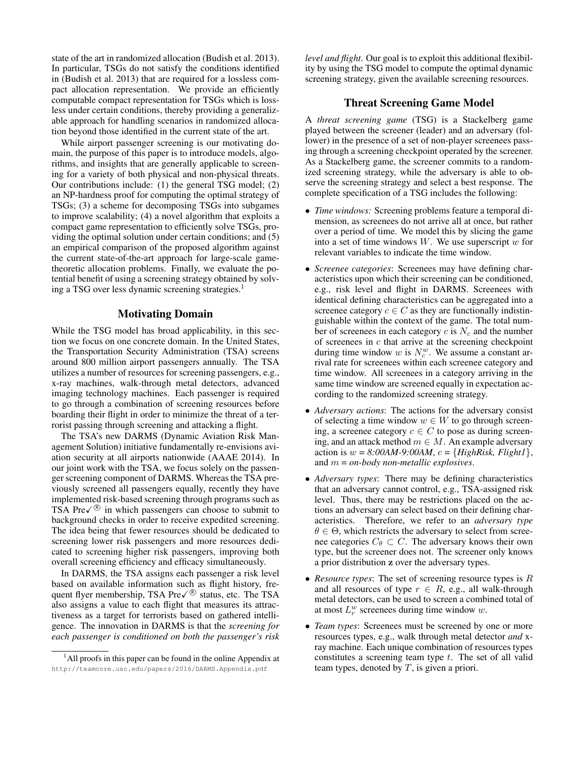state of the art in randomized allocation (Budish et al. 2013). In particular, TSGs do not satisfy the conditions identified in (Budish et al. 2013) that are required for a lossless compact allocation representation. We provide an efficiently computable compact representation for TSGs which is lossless under certain conditions, thereby providing a generalizable approach for handling scenarios in randomized allocation beyond those identified in the current state of the art.

While airport passenger screening is our motivating domain, the purpose of this paper is to introduce models, algorithms, and insights that are generally applicable to screening for a variety of both physical and non-physical threats. Our contributions include: (1) the general TSG model; (2) an NP-hardness proof for computing the optimal strategy of TSGs; (3) a scheme for decomposing TSGs into subgames to improve scalability; (4) a novel algorithm that exploits a compact game representation to efficiently solve TSGs, providing the optimal solution under certain conditions; and (5) an empirical comparison of the proposed algorithm against the current state-of-the-art approach for large-scale game-theoretic allocation problems. Finally, we evaluate the potential benefit of using a screening strategy obtained by solving a TSG over less dynamic screening strategies.[1]

## Motivating Domain

While the TSG model has broad applicability, in this section we focus on one concrete domain. In the United States, the Transportation Security Administration (TSA) screens around 800 million airport passengers annually. The TSA utilizes a number of resources for screening passengers, e.g., x-ray machines, walk-through metal detectors, advanced imaging technology machines. Each passenger is required to go through a combination of screening resources before boarding their flight in order to minimize the threat of a terrorist passing through screening and attacking a flight.

The TSA's new DARMS (Dynamic Aviation Risk Management Solution) initiative fundamentally re-envisions aviation security at all airports nationwide (AAAE 2014). In our joint work with the TSA, we focus solely on the passenger screening component of DARMS. Whereas the TSA previously screened all passengers equally, recently they have implemented risk-based screening through programs such as TSA Pre✓® in which passengers can choose to submit to background checks in order to receive expedited screening. The idea being that fewer resources should be dedicated to screening lower risk passengers and more resources dedicated to screening higher risk passengers, improving both overall screening efficiency and efficacy simultaneously.

In DARMS, the TSA assigns each passenger a risk level based on available information such as flight history, frequent flyer membership, TSA Pre✓® status, etc. The TSA also assigns a value to each flight that measures its attractiveness as a target for terrorists based on gathered intelligence. The innovation in DARMS is that the *screening for each passenger is conditioned on both the passenger's risk level and flight*. Our goal is to exploit this additional flexibility by using the TSG model to compute the optimal dynamic screening strategy, given the available screening resources.

## Threat Screening Game Model

A *threat screening game* (TSG) is a Stackelberg game played between the screener (leader) and an adversary (follower) in the presence of a set of non-player screenees passing through a screening checkpoint operated by the screener. As a Stackelberg game, the screener commits to a randomized screening strategy, while the adversary is able to observe the screening strategy and select a best response. The complete specification of a TSG includes the following:

- *Time windows:* Screening problems feature a temporal dimension, as screenees do not arrive all at once, but rather over a period of time. We model this by slicing the game into a set of time windows $W$. We use superscript $w$ for relevant variables to indicate the time window.
- *Screenee categories*: Screenees may have defining characteristics upon which their screening can be conditioned, e.g., risk level and flight in DARMS. Screenees with identical defining characteristics can be aggregated into a screenee category $c \in C$ as they are functionally indistinguishable within the context of the game. The total number of screenees in each category $c$ is $N_c$ and the number of screenees in $c$ that arrive at the screening checkpoint during time window $w$ is $N_c^w$. We assume a constant arrival rate for screenees within each screenee category and time window. All screenees in a category arriving in the same time window are screened equally in expectation according to the randomized screening strategy.
- *Adversary actions*: The actions for the adversary consist of selecting a time window $w \in W$ to go through screening, a screenee category $c \in C$ to pose as during screening, and an attack method $m \in M$. An example adversary action is $w$ = *8:00AM-9:00AM*, $c = \{$*HighRisk, Flight1*$\}$, and $m$ = *on-body non-metallic explosives*.
- *Adversary types*: There may be defining characteristics that an adversary cannot control, e.g., TSA-assigned risk level. Thus, there may be restrictions placed on the actions an adversary can select based on their defining characteristics. Therefore, we refer to an *adversary type* $\theta \in \Theta$, which restricts the adversary to select from screenee categories $C_\theta \subset C$. The adversary knows their own type, but the screener does not. The screener only knows a prior distribution $\mathbf{z}$ over the adversary types.
- *Resource types*: The set of screening resource types is $R$ and all resources of type $r \in R$, e.g., all walk-through metal detectors, can be used to screen a combined total of at most $L_r^w$ screenees during time window $w$.
- *Team types*: Screenees must be screened by one or more resources types, e.g., walk through metal detector *and* x-ray machine. Each unique combination of resources types constitutes a screening team type $t$. The set of all valid team types, denoted by $T$, is given a priori.

[1] All proofs in this paper can be found in the online Appendix at http://teamcore.usc.edu/papers/2016/DARMS.Appendix.pdf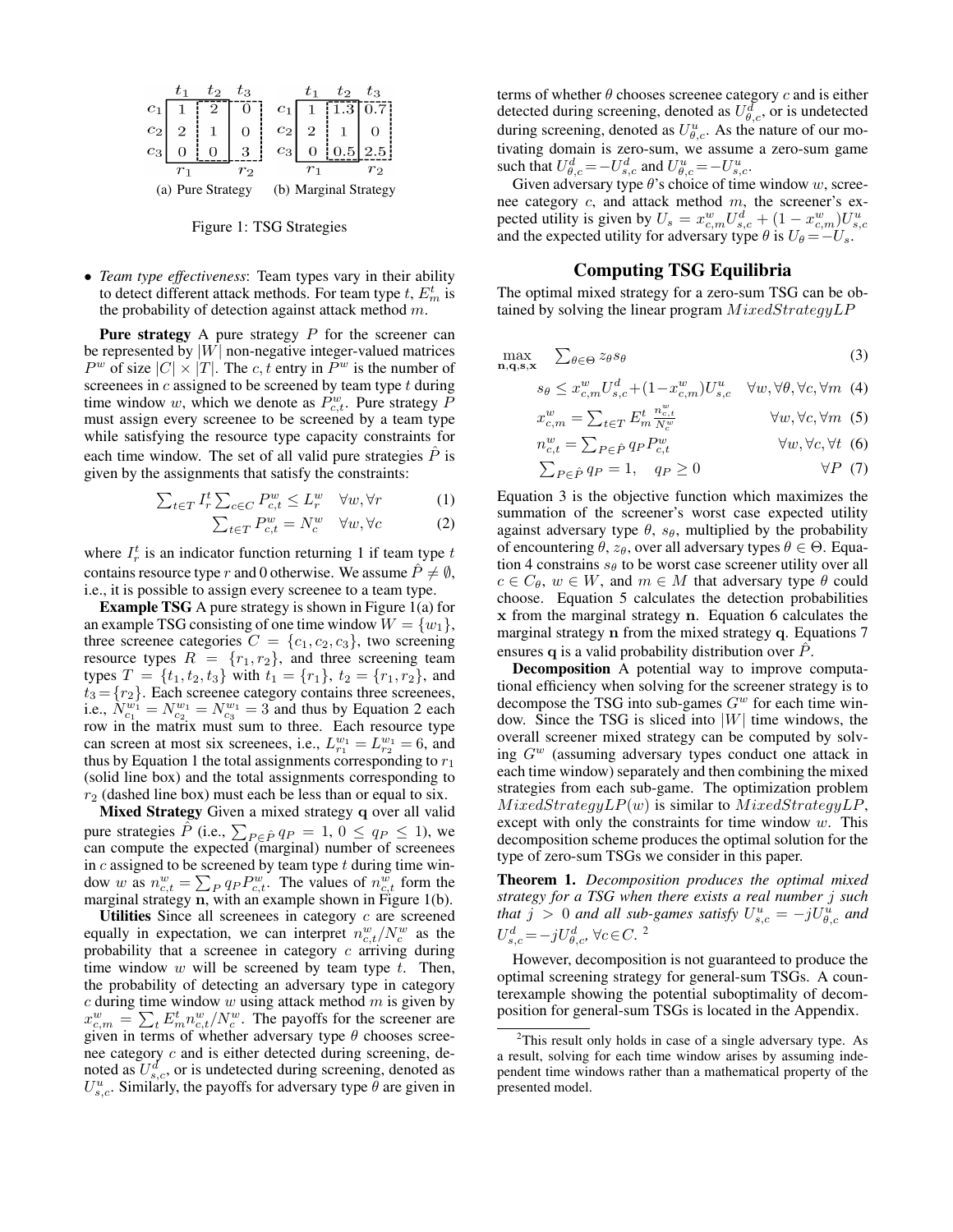|  | $t_1$ | $t_2$ | $t_3$ |
|---|---|---|---|
| $c_1$ | 1 | 2 | 0 |
| $c_2$ | 2 | 1 | 0 |
| $c_3$ | 0 | 0 | 3 |
|  | $r_1$ |  | $r_2$ |

(a) Pure Strategy

|  | $t_1$ | $t_2$ | $t_3$ |
|---|---|---|---|
| $c_1$ | 1 | 1.3 | 0.7 |
| $c_2$ | 2 | 1 | 0 |
| $c_3$ | 0 | 0.5 | 2.5 |
|  | $r_1$ |  | $r_2$ |

(b) Marginal Strategy

Figure 1: TSG Strategies

- *Team type effectiveness*: Team types vary in their ability to detect different attack methods. For team type $t$, $E^t_m$ is the probability of detection against attack method $m$.

**Pure strategy** A pure strategy $P$ for the screener can be represented by $|W|$ non-negative integer-valued matrices $P^w$ of size $|C| \times |T|$. The $c,t$ entry in $P^w$ is the number of screenees in $c$ assigned to be screened by team type $t$ during time window $w$, which we denote as $P^w_{c,t}$. Pure strategy $P$ must assign every screenee to be screened by a team type while satisfying the resource type capacity constraints for each time window. The set of all valid pure strategies $\hat{P}$ is given by the assignments that satisfy the constraints:

$$\sum_{t \in T} I^t_r \sum_{c \in C} P^w_{c,t} \leq L^w_r \quad \forall w, \forall r \tag{1}$$

$$\sum_{t \in T} P^w_{c,t} = N^w_c \quad \forall w, \forall c \tag{2}$$

where $I^t_r$ is an indicator function returning 1 if team type $t$ contains resource type $r$ and 0 otherwise. We assume $\hat{P} \neq \emptyset$, i.e., it is possible to assign every screenee to a team type.

**Example TSG** A pure strategy is shown in Figure 1(a) for an example TSG consisting of one time window $W = \{w_1\}$, three screenee categories $C = \{c_1, c_2, c_3\}$, two screening resource types $R = \{r_1, r_2\}$, and three screening team types $T = \{t_1, t_2, t_3\}$ with $t_1 = \{r_1\}$, $t_2 = \{r_1, r_2\}$, and $t_3 = \{r_2\}$. Each screenee category contains three screenees, i.e., $N^{w_1}_{c_1} = N^{w_1}_{c_2} = N^{w_1}_{c_3} = 3$ and thus by Equation 2 each row in the matrix must sum to three. Each resource type can screen at most six screenees, i.e., $L^{w_1}_{r_1} = L^{w_1}_{r_2} = 6$, and thus by Equation 1 the total assignments corresponding to $r_1$ (solid line box) and the total assignments corresponding to $r_2$ (dashed line box) must each be less than or equal to six.

**Mixed Strategy** Given a mixed strategy $\mathbf{q}$ over all valid pure strategies $\hat{P}$ (i.e., $\sum_{P \in \hat{P}} q_P = 1$, $0 \leq q_P \leq 1$), we can compute the expected (marginal) number of screenees in $c$ assigned to be screened by team type $t$ during time window $w$ as $n^w_{c,t} = \sum_P q_P P^w_{c,t}$. The values of $n^w_{c,t}$ form the marginal strategy $\mathbf{n}$, with an example shown in Figure 1(b).

**Utilities** Since all screenees in category $c$ are screened equally in expectation, we can interpret $n^w_{c,t}/N^w_c$ as the probability that a screenee in category $c$ arriving during time window $w$ will be screened by team type $t$. Then, the probability of detecting an adversary type in category $c$ during time window $w$ using attack method $m$ is given by $x^w_{c,m} = \sum_t E^t_m n^w_{c,t}/N^w_c$. The payoffs for the screener are given in terms of whether adversary type $\theta$ chooses screenee category $c$ and is either detected during screening, denoted as $U^d_{s,c}$, or is undetected during screening, denoted as $U^u_{s,c}$. Similarly, the payoffs for adversary type $\theta$ are given in terms of whether $\theta$ chooses screenee category $c$ and is either detected during screening, denoted as $U^d_{\theta,c}$, or is undetected during screening, denoted as $U^u_{\theta,c}$. As the nature of our motivating domain is zero-sum, we assume a zero-sum game such that $U^d_{\theta,c} = -U^d_{s,c}$ and $U^u_{\theta,c} = -U^u_{s,c}$.

Given adversary type $\theta$'s choice of time window $w$, screenee category $c$, and attack method $m$, the screener's expected utility is given by $U_s = x^w_{c,m} U^d_{s,c} + (1 - x^w_{c,m}) U^u_{s,c}$ and the expected utility for adversary type $\theta$ is $U_\theta = -U_s$.

## Computing TSG Equilibria

The optimal mixed strategy for a zero-sum TSG can be obtained by solving the linear program $MixedStrategyLP$

$$\max_{\mathbf{n},\mathbf{q},\mathbf{s},\mathbf{x}} \quad \sum_{\theta \in \Theta} z_\theta s_\theta \tag{3}$$

$$s_\theta \leq x^w_{c,m} U^d_{s,c} + (1 - x^w_{c,m}) U^u_{s,c} \quad \forall w, \forall \theta, \forall c, \forall m \tag{4}$$

$$x^w_{c,m} = \sum_{t \in T} E^t_m \frac{n^w_{c,t}}{N^w_c} \quad \forall w, \forall c, \forall m \tag{5}$$

$$n^w_{c,t} = \sum_{P \in \hat{P}} q_P P^w_{c,t} \quad \forall w, \forall c, \forall t \tag{6}$$

$$\sum_{P \in \hat{P}} q_P = 1, \quad q_P \geq 0 \quad \forall P \tag{7}$$

Equation 3 is the objective function which maximizes the summation of the screener's worst case expected utility against adversary type $\theta$, $s_\theta$, multiplied by the probability of encountering $\theta$, $z_\theta$, over all adversary types $\theta \in \Theta$. Equation 4 constrains $s_\theta$ to be worst case screener utility over all $c \in C_\theta$, $w \in W$, and $m \in M$ that adversary type $\theta$ could choose. Equation 5 calculates the detection probabilities $\mathbf{x}$ from the marginal strategy $\mathbf{n}$. Equation 6 calculates the marginal strategy $\mathbf{n}$ from the mixed strategy $\mathbf{q}$. Equations 7 ensures $\mathbf{q}$ is a valid probability distribution over $\hat{P}$.

**Decomposition** A potential way to improve computational efficiency when solving for the screener strategy is to decompose the TSG into sub-games $G^w$ for each time window. Since the TSG is sliced into $|W|$ time windows, the overall screener mixed strategy can be computed by solving $G^w$ (assuming adversary types conduct one attack in each time window) separately and then combining the mixed strategies from each sub-game. The optimization problem $MixedStrategyLP(w)$ is similar to $MixedStrategyLP$, except with only the constraints for time window $w$. This decomposition scheme produces the optimal solution for the type of zero-sum TSGs we consider in this paper.

**Theorem 1.** *Decomposition produces the optimal mixed strategy for a TSG when there exists a real number $j$ such that $j > 0$ and all sub-games satisfy $U^u_{s,c} = -jU^u_{\theta,c}$ and $U^d_{s,c} = -jU^d_{\theta,c}$, $\forall c \in C$.* [2]

However, decomposition is not guaranteed to produce the optimal screening strategy for general-sum TSGs. A counterexample showing the potential suboptimality of decomposition for general-sum TSGs is located in the Appendix.

[2] This result only holds in case of a single adversary type. As a result, solving for each time window arises by assuming independent time windows rather than a mathematical property of the presented model.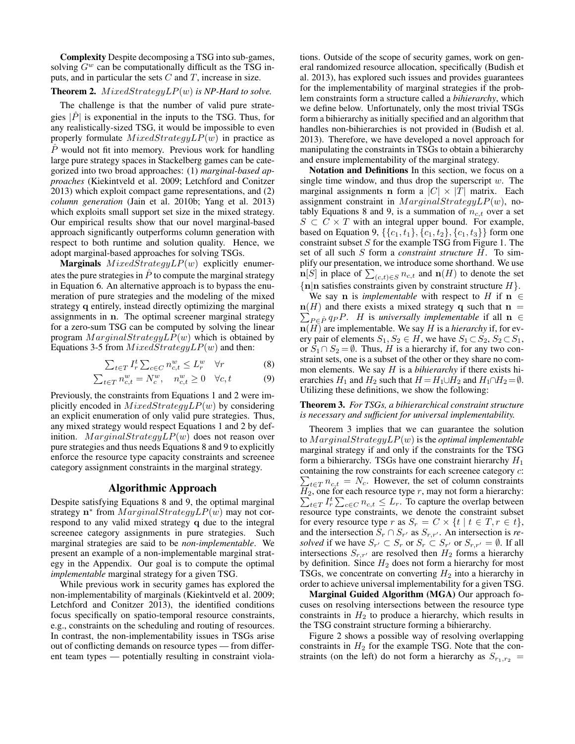**Complexity** Despite decomposing a TSG into sub-games, solving $G^w$ can be computationally difficult as the TSG inputs, and in particular the sets $C$ and $T$, increase in size.

**Theorem 2.** *$MixedStrategyLP(w)$ is NP-Hard to solve.*

The challenge is that the number of valid pure strategies $|\hat{P}|$ is exponential in the inputs to the TSG. Thus, for any realistically-sized TSG, it would be impossible to even properly formulate $MixedStrategyLP(w)$ in practice as $\hat{P}$ would not fit into memory. Previous work for handling large pure strategy spaces in Stackelberg games can be categorized into two broad approaches: (1) *marginal-based approaches* (Kiekintveld et al. 2009; Letchford and Conitzer 2013) which exploit compact game representations, and (2) *column generation* (Jain et al. 2010b; Yang et al. 2013) which exploits small support set size in the mixed strategy. Our empirical results show that our novel marginal-based approach significantly outperforms column generation with respect to both runtime and solution quality. Hence, we adopt marginal-based approaches for solving TSGs.

**Marginals** $MixedStrategyLP(w)$ explicitly enumerates the pure strategies in $\hat{P}$ to compute the marginal strategy in Equation 6. An alternative approach is to bypass the enumeration of pure strategies and the modeling of the mixed strategy $\mathbf{q}$ entirely, instead directly optimizing the marginal assignments in $\mathbf{n}$. The optimal screener marginal strategy for a zero-sum TSG can be computed by solving the linear program $MarginalStrategyLP(w)$ which is obtained by Equations 3-5 from $MixedStrategyLP(w)$ and then:

$$\sum_{t \in T} I_r^t \sum_{c \in C} n_{c,t}^w \leq L_r^w \quad \forall r \tag{8}$$

$$\sum_{t \in T} n_{c,t}^w = N_c^w, \quad n_{c,t}^w \geq 0 \quad \forall c, t \tag{9}$$

Previously, the constraints from Equations 1 and 2 were implicitly encoded in $MixedStrategyLP(w)$ by considering an explicit enumeration of only valid pure strategies. Thus, any mixed strategy would respect Equations 1 and 2 by definition. $MarginalStrategyLP(w)$ does not reason over pure strategies and thus needs Equations 8 and 9 to explicitly enforce the resource type capacity constraints and screenee category assignment constraints in the marginal strategy.

## Algorithmic Approach

Despite satisfying Equations 8 and 9, the optimal marginal strategy $\mathbf{n}^*$ from $MarginalStrategyLP(w)$ may not correspond to any valid mixed strategy $\mathbf{q}$ due to the integral screenee category assignments in pure strategies. Such marginal strategies are said to be *non-implementable*. We present an example of a non-implementable marginal strategy in the Appendix. Our goal is to compute the optimal *implementable* marginal strategy for a given TSG.

While previous work in security games has explored the non-implementability of marginals (Kiekintveld et al. 2009; Letchford and Conitzer 2013), the identified conditions focus specifically on spatio-temporal resource constraints, e.g., constraints on the scheduling and routing of resources. In contrast, the non-implementability issues in TSGs arise out of conflicting demands on resource types — from different team types — potentially resulting in constraint violations. Outside of the scope of security games, work on general randomized resource allocation, specifically (Budish et al. 2013), has explored such issues and provides guarantees for the implementability of marginal strategies if the problem constraints form a structure called a *bihierarchy*, which we define below. Unfortunately, only the most trivial TSGs form a bihierarchy as initially specified and an algorithm that handles non-bihierarchies is not provided in (Budish et al. 2013). Therefore, we have developed a novel approach for manipulating the constraints in TSGs to obtain a bihierarchy and ensure implementability of the marginal strategy.

**Notation and Definitions** In this section, we focus on a single time window, and thus drop the superscript $w$. The marginal assignments $\mathbf{n}$ form a $|C| \times |T|$ matrix. Each assignment constraint in $MarginalStrategyLP(w)$, notably Equations 8 and 9, is a summation of $n_{c,t}$ over a set $S \subset C \times T$ with an integral upper bound. For example, based on Equation 9, $\{\{c_1, t_1\}, \{c_1, t_2\}, \{c_1, t_3\}\}$ form one constraint subset $S$ for the example TSG from Figure 1. The set of all such $S$ form a *constraint structure* $H$. To simplify our presentation, we introduce some shorthand. We use $\mathbf{n}[S]$ in place of $\sum_{(c,t) \in S} n_{c,t}$ and $\mathbf{n}(H)$ to denote the set $\{\mathbf{n} | \mathbf{n} \text{ satisfies constraints given by constraint structure } H\}$.

We say $\mathbf{n}$ is *implementable* with respect to $H$ if $\mathbf{n} \in \mathbf{n}(H)$ and there exists a mixed strategy $\mathbf{q}$ such that $\mathbf{n} = \sum_{P \in \hat{P}} q_P P$. $H$ is *universally implementable* if all $\mathbf{n} \in \mathbf{n}(H)$ are implementable. We say $H$ is a *hierarchy* if, for every pair of elements $S_1, S_2 \in H$, we have $S_1 \subset S_2$, $S_2 \subset S_1$, or $S_1 \cap S_2 = \emptyset$. Thus, $H$ is a hierarchy if, for any two constraint sets, one is a subset of the other or they share no common elements. We say $H$ is a *bihierarchy* if there exists hierarchies $H_1$ and $H_2$ such that $H = H_1 \cup H_2$ and $H_1 \cap H_2 = \emptyset$. Utilizing these definitions, we show the following:

**Theorem 3.** *For TSGs, a bihierarchical constraint structure is necessary and sufficient for universal implementability.*

Theorem 3 implies that we can guarantee the solution to $MarginalStrategyLP(w)$ is the *optimal implementable* marginal strategy if and only if the constraints for the TSG form a bihierarchy. TSGs have one constraint hierarchy $H_1$ containing the row constraints for each screenee category $c$: $\sum_{t \in T} n_{c,t} = N_c$. However, the set of column constraints $H_2$, one for each resource type $r$, may not form a hierarchy: $\sum_{t \in T} I_r^t \sum_{c \in C} n_{c,t} \leq L_r$. To capture the overlap between resource type constraints, we denote the constraint subset for every resource type $r$ as $S_r = C \times \{t \mid t \in T, r \in t\}$, and the intersection $S_r \cap S_{r'}$ as $S_{r,r'}$. An intersection is *resolved* if we have $S_{r'} \subset S_r$ or $S_r \subset S_{r'}$ or $S_{r,r'} = \emptyset$. If all intersections $S_{r,r'}$ are resolved then $H_2$ forms a hierarchy by definition. Since $H_2$ does not form a hierarchy for most TSGs, we concentrate on converting $H_2$ into a hierarchy in order to achieve universal implementability for a given TSG.

**Marginal Guided Algorithm (MGA)** Our approach focuses on resolving intersections between the resource type constraints in $H_2$ to produce a hierarchy, which results in the TSG constraint structure forming a bihierarchy.

Figure 2 shows a possible way of resolving overlapping constraints in $H_2$ for the example TSG. Note that the constraints (on the left) do not form a hierarchy as $S_{r_1,r_2} =$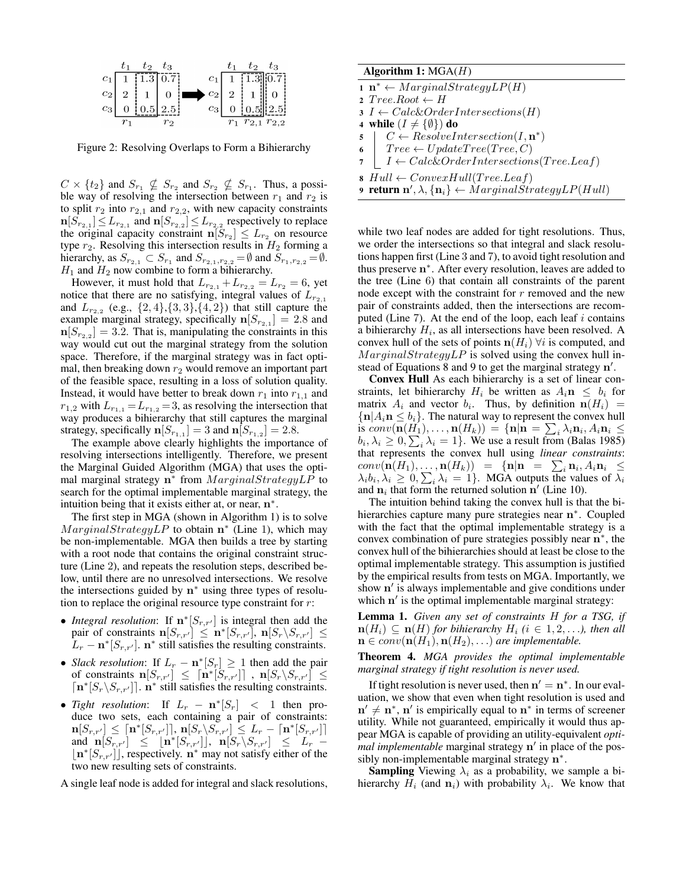|  | $t_1$ | $t_2$ | $t_3$ |
|---|---|---|---|
| $c_1$ | 1 | 1.3 | 0.7 |
| $c_2$ | 2 | 1 | 0 |
| $c_3$ | 0 | 0.5 | 2.5 |
|  | $r_1$ |  | $r_2$ |

|  | $t_1$ | $t_2$ | $t_3$ |
|---|---|---|---|
| $c_1$ | 1 | 1.3 | 0.7 |
| $c_2$ | 2 | 1 | 0 |
| $c_3$ | 0 | 0.5 | 2.5 |
|  | $r_1$ | $r_{2,1}$ | $r_{2,2}$ |

Figure 2: Resolving Overlaps to Form a Bihierarchy

$C \times \{t_2\}$ and $S_{r_1} \not\subseteq S_{r_2}$ and $S_{r_2} \not\subseteq S_{r_1}$. Thus, a possible way of resolving the intersection between $r_1$ and $r_2$ is to split $r_2$ into $r_{2,1}$ and $r_{2,2}$, with new capacity constraints $\mathbf{n}[S_{r_{2,1}}] \leq L_{r_{2,1}}$ and $\mathbf{n}[S_{r_{2,2}}] \leq L_{r_{2,2}}$ respectively to replace the original capacity constraint $\mathbf{n}[S_{r_2}] \leq L_{r_2}$ on resource type $r_2$. Resolving this intersection results in $H_2$ forming a hierarchy, as $S_{r_{2,1}} \subset S_{r_1}$ and $S_{r_{2,1},r_{2,2}} = \emptyset$ and $S_{r_1,r_{2,2}} = \emptyset$. $H_1$ and $H_2$ now combine to form a bihierarchy.

However, it must hold that $L_{r_{2,1}} + L_{r_{2,2}} = L_{r_2} = 6$, yet notice that there are no satisfying, integral values of $L_{r_{2,1}}$ and $L_{r_{2,2}}$ (e.g., $\{2,4\}$,$\{3,3\}$,$\{4,2\}$) that still capture the example marginal strategy, specifically $\mathbf{n}[S_{r_{2,1}}] = 2.8$ and $\mathbf{n}[S_{r_{2,2}}] = 3.2$. That is, manipulating the constraints in this way would cut out the marginal strategy from the solution space. Therefore, if the marginal strategy was in fact optimal, then breaking down $r_2$ would remove an important part of the feasible space, resulting in a loss of solution quality. Instead, it would have better to break down $r_1$ into $r_{1,1}$ and $r_{1,2}$ with $L_{r_{1,1}} = L_{r_{1,2}} = 3$, as resolving the intersection that way produces a bihierarchy that still captures the marginal strategy, specifically $\mathbf{n}[S_{r_{1,1}}] = 3$ and $\mathbf{n}[S_{r_{1,2}}] = 2.8$.

The example above clearly highlights the importance of resolving intersections intelligently. Therefore, we present the Marginal Guided Algorithm (MGA) that uses the optimal marginal strategy $\mathbf{n}^*$ from $MarginalStrategyLP$ to search for the optimal implementable marginal strategy, the intuition being that it exists either at, or near, $\mathbf{n}^*$.

The first step in MGA (shown in Algorithm 1) is to solve $MarginalStrategyLP$ to obtain $\mathbf{n}^*$ (Line 1), which may be non-implementable. MGA then builds a tree by starting with a root node that contains the original constraint structure (Line 2), and repeats the resolution steps, described below, until there are no unresolved intersections. We resolve the intersections guided by $\mathbf{n}^*$ using three types of resolution to replace the original resource type constraint for $r$:

- *Integral resolution*: If $\mathbf{n}^*[S_{r,r'}]$ is integral then add the pair of constraints $\mathbf{n}[S_{r,r'}] \leq \mathbf{n}^*[S_{r,r'}]$, $\mathbf{n}[S_r \backslash S_{r,r'}] \leq L_r - \mathbf{n}^*[S_{r,r'}]$. $\mathbf{n}^*$ still satisfies the resulting constraints.
- *Slack resolution*: If $L_r - \mathbf{n}^*[S_r] \geq 1$ then add the pair of constraints $\mathbf{n}[S_{r,r'}] \leq \lceil \mathbf{n}^*[S_{r,r'}] \rceil$ , $\mathbf{n}[S_r \backslash S_{r,r'}] \leq \lceil \mathbf{n}^*[S_r \backslash S_{r,r'}] \rceil$. $\mathbf{n}^*$ still satisfies the resulting constraints.
- *Tight resolution*: If $L_r - \mathbf{n}^*[S_r] < 1$ then produce two sets, each containing a pair of constraints: $\mathbf{n}[S_{r,r'}] \leq \lceil \mathbf{n}^*[S_{r,r'}] \rceil$, $\mathbf{n}[S_r \backslash S_{r,r'}] \leq L_r - \lceil \mathbf{n}^*[S_{r,r'}] \rceil$ and $\mathbf{n}[S_{r,r'}] \leq \lfloor \mathbf{n}^*[S_{r,r'}] \rfloor$, $\mathbf{n}[S_r \backslash S_{r,r'}] \leq L_r - \lfloor \mathbf{n}^*[S_{r,r'}] \rfloor$, respectively. $\mathbf{n}^*$ may not satisfy either of the two new resulting sets of constraints.

A single leaf node is added for integral and slack resolutions,

**Algorithm 1:** MGA($H$)

```
1 n* ← MarginalStrategyLP(H)
2 Tree.Root ← H
3 I ← Calc&OrderIntersections(H)
4 while (I ≠ {∅}) do
5     C ← ResolveIntersection(I, n*)
6     Tree ← UpdateTree(Tree, C)
7     I ← Calc&OrderIntersections(Tree.Leaf)
8 Hull ← ConvexHull(Tree.Leaf)
9 return n', λ, {n_i} ← MarginalStrategyLP(Hull)
```

while two leaf nodes are added for tight resolutions. Thus, we order the intersections so that integral and slack resolutions happen first (Line 3 and 7), to avoid tight resolution and thus preserve $\mathbf{n}^*$. After every resolution, leaves are added to the tree (Line 6) that contain all constraints of the parent node except with the constraint for $r$ removed and the new pair of constraints added, then the intersections are recomputed (Line 7). At the end of the loop, each leaf $i$ contains a bihierarchy $H_i$, as all intersections have been resolved. A convex hull of the sets of points $\mathbf{n}(H_i)\ \forall i$ is computed, and $MarginalStrategyLP$ is solved using the convex hull instead of Equations 8 and 9 to get the marginal strategy $\mathbf{n}'$.

**Convex Hull** As each bihierarchy is a set of linear constraints, let bihierarchy $H_i$ be written as $A_i \mathbf{n} \leq b_i$ for matrix $A_i$ and vector $b_i$. Thus, by definition $\mathbf{n}(H_i) = \{\mathbf{n} | A_i \mathbf{n} \leq b_i\}$. The natural way to represent the convex hull is $conv(\mathbf{n}(H_1), \ldots, \mathbf{n}(H_k)) = \{\mathbf{n} | \mathbf{n} = \sum_i \lambda_i \mathbf{n}_i, A_i \mathbf{n}_i \leq b_i, \lambda_i \geq 0, \sum_i \lambda_i = 1\}$. We use a result from (Balas 1985) that represents the convex hull using *linear constraints*: $conv(\mathbf{n}(H_1), \ldots, \mathbf{n}(H_k)) = \{\mathbf{n} | \mathbf{n} = \sum_i \mathbf{n}_i, A_i \mathbf{n}_i \leq \lambda_i b_i, \lambda_i \geq 0, \sum_i \lambda_i = 1\}$. MGA outputs the values of $\lambda_i$ and $\mathbf{n}_i$ that form the returned solution $\mathbf{n}'$ (Line 10).

The intuition behind taking the convex hull is that the bihierarchies capture many pure strategies near $\mathbf{n}^*$. Coupled with the fact that the optimal implementable strategy is a convex combination of pure strategies possibly near $\mathbf{n}^*$, the convex hull of the bihierarchies should at least be close to the optimal implementable strategy. This assumption is justified by the empirical results from tests on MGA. Importantly, we show $\mathbf{n}'$ is always implementable and give conditions under which $\mathbf{n}'$ is the optimal implementable marginal strategy:

**Lemma 1.** *Given any set of constraints $H$ for a TSG, if $\mathbf{n}(H_i) \subseteq \mathbf{n}(H)$ for bihierarchy $H_i$ ($i \in 1, 2, \ldots$), then all $\mathbf{n} \in conv(\mathbf{n}(H_1), \mathbf{n}(H_2), \ldots)$ are implementable.*

**Theorem 4.** *MGA provides the optimal implementable marginal strategy if tight resolution is never used.*

If tight resolution is never used, then $\mathbf{n}' = \mathbf{n}^*$. In our evaluation, we show that even when tight resolution is used and $\mathbf{n}' \neq \mathbf{n}^*$, $\mathbf{n}'$ is empirically equal to $\mathbf{n}^*$ in terms of screener utility. While not guaranteed, empirically it would thus appear MGA is capable of providing an utility-equivalent *optimal implementable* marginal strategy $\mathbf{n}'$ in place of the possibly non-implementable marginal strategy $\mathbf{n}^*$.

**Sampling** Viewing $\lambda_i$ as a probability, we sample a bihierarchy $H_i$ (and $\mathbf{n}_i$) with probability $\lambda_i$. We know that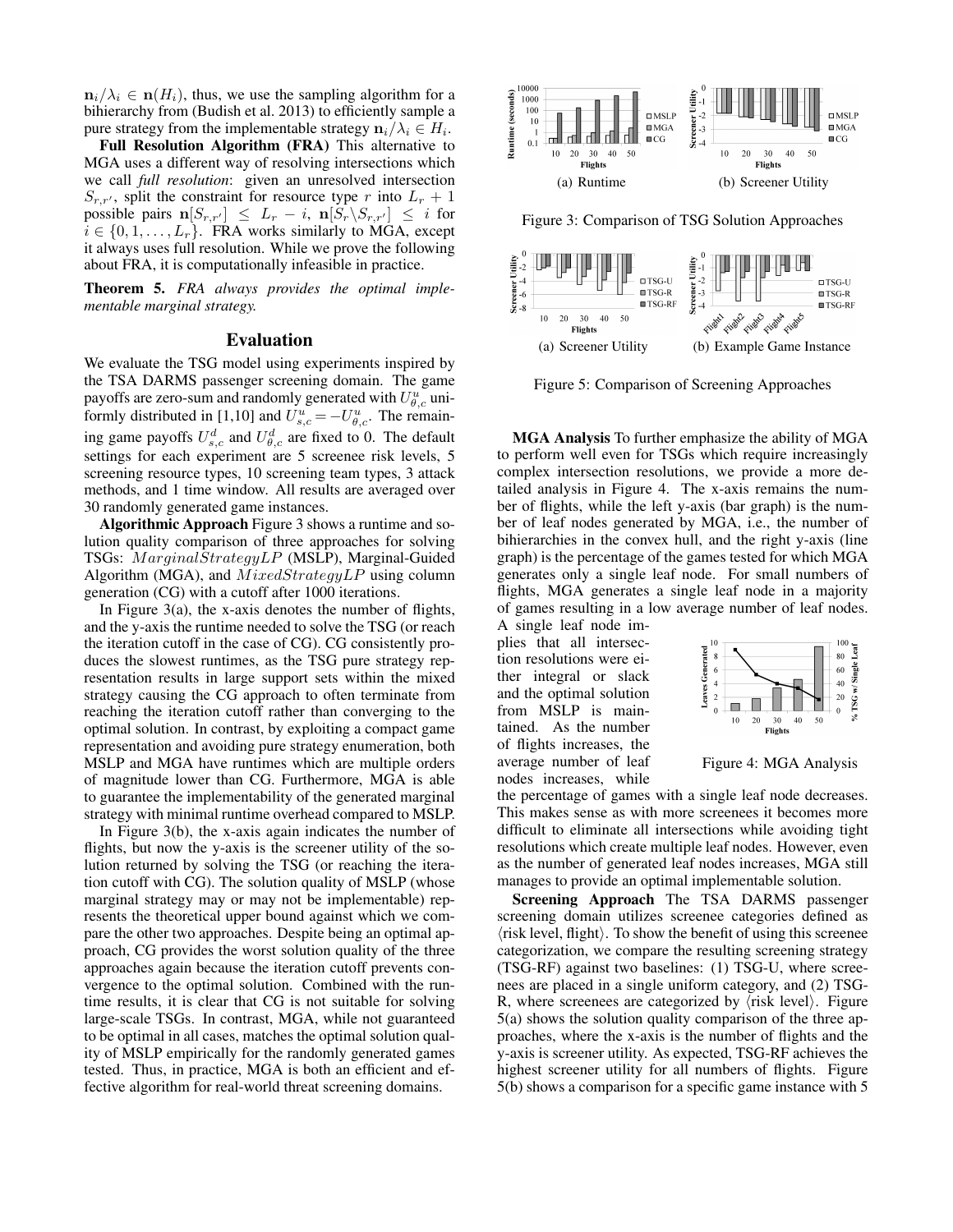$\mathbf{n}_i/\lambda_i \in \mathbf{n}(H_i)$, thus, we use the sampling algorithm for a bihierarchy from (Budish et al. 2013) to efficiently sample a pure strategy from the implementable strategy $\mathbf{n}_i/\lambda_i \in H_i$.

**Full Resolution Algorithm (FRA)** This alternative to MGA uses a different way of resolving intersections which we call *full resolution*: given an unresolved intersection $S_{r,r'}$, split the constraint for resource type $r$ into $L_r + 1$ possible pairs $\mathbf{n}[S_{r,r'}] \leq L_r - i$, $\mathbf{n}[S_r \backslash S_{r,r'}] \leq i$ for $i \in \{0, 1, \ldots, L_r\}$. FRA works similarly to MGA, except it always uses full resolution. While we prove the following about FRA, it is computationally infeasible in practice.

**Theorem 5.** *FRA always provides the optimal implementable marginal strategy.*

## Evaluation

We evaluate the TSG model using experiments inspired by the TSA DARMS passenger screening domain. The game payoffs are zero-sum and randomly generated with $U^u_{\theta,c}$ uniformly distributed in [1,10] and $U^u_{s,c} = -U^u_{\theta,c}$. The remaining game payoffs $U^d_{s,c}$ and $U^d_{\theta,c}$ are fixed to 0. The default settings for each experiment are 5 screenee risk levels, 5 screening resource types, 10 screening team types, 3 attack methods, and 1 time window. All results are averaged over 30 randomly generated game instances.

**Algorithmic Approach** Figure 3 shows a runtime and solution quality comparison of three approaches for solving TSGs: $MarginalStrategyLP$ (MSLP), Marginal-Guided Algorithm (MGA), and $MixedStrategyLP$ using column generation (CG) with a cutoff after 1000 iterations.

In Figure 3(a), the x-axis denotes the number of flights, and the y-axis the runtime needed to solve the TSG (or reach the iteration cutoff in the case of CG). CG consistently produces the slowest runtimes, as the TSG pure strategy representation results in large support sets within the mixed strategy causing the CG approach to often terminate from reaching the iteration cutoff rather than converging to the optimal solution. In contrast, by exploiting a compact game representation and avoiding pure strategy enumeration, both MSLP and MGA have runtimes which are multiple orders of magnitude lower than CG. Furthermore, MGA is able to guarantee the implementability of the generated marginal strategy with minimal runtime overhead compared to MSLP.

In Figure 3(b), the x-axis again indicates the number of flights, but now the y-axis is the screener utility of the solution returned by solving the TSG (or reaching the iteration cutoff with CG). The solution quality of MSLP (whose marginal strategy may or may not be implementable) represents the theoretical upper bound against which we compare the other two approaches. Despite being an optimal approach, CG provides the worst solution quality of the three approaches again because the iteration cutoff prevents convergence to the optimal solution. Combined with the runtime results, it is clear that CG is not suitable for solving large-scale TSGs. In contrast, MGA, while not guaranteed to be optimal in all cases, matches the optimal solution quality of MSLP empirically for the randomly generated games tested. Thus, in practice, MGA is both an efficient and effective algorithm for real-world threat screening domains.

(a) Runtime (b) Screener Utility

Figure 3: Comparison of TSG Solution Approaches

(a) Screener Utility (b) Example Game Instance

Figure 5: Comparison of Screening Approaches

**MGA Analysis** To further emphasize the ability of MGA to perform well even for TSGs which require increasingly complex intersection resolutions, we provide a more detailed analysis in Figure 4. The x-axis remains the number of flights, while the left y-axis (bar graph) is the number of leaf nodes generated by MGA, i.e., the number of bihierarchies in the convex hull, and the right y-axis (line graph) is the percentage of the games tested for which MGA generates only a single leaf node. For small numbers of flights, MGA generates a single leaf node in a majority of games resulting in a low average number of leaf nodes. A single leaf node implies that all intersection resolutions were either integral or slack and the optimal solution from MSLP is maintained. As the number of flights increases, the average number of leaf nodes increases, while the percentage of games with a single leaf node decreases. This makes sense as with more screenees it becomes more difficult to eliminate all intersections while avoiding tight resolutions which create multiple leaf nodes. However, even as the number of generated leaf nodes increases, MGA still manages to provide an optimal implementable solution.

Figure 4: MGA Analysis

**Screening Approach** The TSA DARMS passenger screening domain utilizes screenee categories defined as ⟨risk level, flight⟩. To show the benefit of using this screenee categorization, we compare the resulting screening strategy (TSG-RF) against two baselines: (1) TSG-U, where screenees are placed in a single uniform category, and (2) TSG-R, where screenees are categorized by ⟨risk level⟩. Figure 5(a) shows the solution quality comparison of the three approaches, where the x-axis is the number of flights and the y-axis is screener utility. As expected, TSG-RF achieves the highest screener utility for all numbers of flights. Figure 5(b) shows a comparison for a specific game instance with 5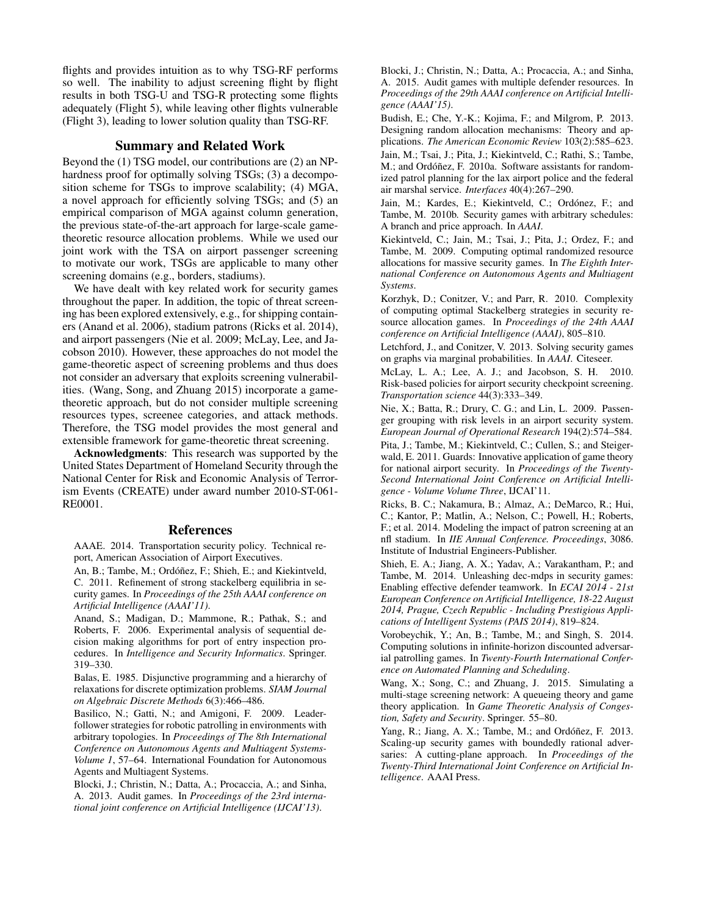flights and provides intuition as to why TSG-RF performs so well. The inability to adjust screening flight by flight results in both TSG-U and TSG-R protecting some flights adequately (Flight 5), while leaving other flights vulnerable (Flight 3), leading to lower solution quality than TSG-RF.

## Summary and Related Work

Beyond the (1) TSG model, our contributions are (2) an NP-hardness proof for optimally solving TSGs; (3) a decomposition scheme for TSGs to improve scalability; (4) MGA, a novel approach for efficiently solving TSGs; and (5) an empirical comparison of MGA against column generation, the previous state-of-the-art approach for large-scale game-theoretic resource allocation problems. While we used our joint work with the TSA on airport passenger screening to motivate our work, TSGs are applicable to many other screening domains (e.g., borders, stadiums).

We have dealt with key related work for security games throughout the paper. In addition, the topic of threat screening has been explored extensively, e.g., for shipping containers (Anand et al. 2006), stadium patrons (Ricks et al. 2014), and airport passengers (Nie et al. 2009; McLay, Lee, and Jacobson 2010). However, these approaches do not model the game-theoretic aspect of screening problems and thus does not consider an adversary that exploits screening vulnerabilities. (Wang, Song, and Zhuang 2015) incorporate a game-theoretic approach, but do not consider multiple screening resources types, screenee categories, and attack methods. Therefore, the TSG model provides the most general and extensible framework for game-theoretic threat screening.

**Acknowledgments**: This research was supported by the United States Department of Homeland Security through the National Center for Risk and Economic Analysis of Terrorism Events (CREATE) under award number 2010-ST-061-RE0001.

## References

AAAE. 2014. Transportation security policy. Technical report, American Association of Airport Executives.

An, B.; Tambe, M.; Ordóñez, F.; Shieh, E.; and Kiekintveld, C. 2011. Refinement of strong stackelberg equilibria in security games. In *Proceedings of the 25th AAAI conference on Artificial Intelligence (AAAI'11)*.

Anand, S.; Madigan, D.; Mammone, R.; Pathak, S.; and Roberts, F. 2006. Experimental analysis of sequential decision making algorithms for port of entry inspection procedures. In *Intelligence and Security Informatics*. Springer. 319–330.

Balas, E. 1985. Disjunctive programming and a hierarchy of relaxations for discrete optimization problems. *SIAM Journal on Algebraic Discrete Methods* 6(3):466–486.

Basilico, N.; Gatti, N.; and Amigoni, F. 2009. Leader-follower strategies for robotic patrolling in environments with arbitrary topologies. In *Proceedings of The 8th International Conference on Autonomous Agents and Multiagent Systems-Volume 1*, 57–64. International Foundation for Autonomous Agents and Multiagent Systems.

Blocki, J.; Christin, N.; Datta, A.; Procaccia, A.; and Sinha, A. 2013. Audit games. In *Proceedings of the 23rd international joint conference on Artificial Intelligence (IJCAI'13)*.

Blocki, J.; Christin, N.; Datta, A.; Procaccia, A.; and Sinha, A. 2015. Audit games with multiple defender resources. In *Proceedings of the 29th AAAI conference on Artificial Intelligence (AAAI'15)*.

Budish, E.; Che, Y.-K.; Kojima, F.; and Milgrom, P. 2013. Designing random allocation mechanisms: Theory and applications. *The American Economic Review* 103(2):585–623.

Jain, M.; Tsai, J.; Pita, J.; Kiekintveld, C.; Rathi, S.; Tambe, M.; and Ordóñez, F. 2010a. Software assistants for randomized patrol planning for the lax airport police and the federal air marshal service. *Interfaces* 40(4):267–290.

Jain, M.; Kardes, E.; Kiekintveld, C.; Ordónez, F.; and Tambe, M. 2010b. Security games with arbitrary schedules: A branch and price approach. In *AAAI*.

Kiekintveld, C.; Jain, M.; Tsai, J.; Pita, J.; Ordez, F.; and Tambe, M. 2009. Computing optimal randomized resource allocations for massive security games. In *The Eighth International Conference on Autonomous Agents and Multiagent Systems*.

Korzhyk, D.; Conitzer, V.; and Parr, R. 2010. Complexity of computing optimal Stackelberg strategies in security resource allocation games. In *Proceedings of the 24th AAAI conference on Artificial Intelligence (AAAI)*, 805–810.

Letchford, J., and Conitzer, V. 2013. Solving security games on graphs via marginal probabilities. In *AAAI*. Citeseer.

McLay, L. A.; Lee, A. J.; and Jacobson, S. H. 2010. Risk-based policies for airport security checkpoint screening. *Transportation science* 44(3):333–349.

Nie, X.; Batta, R.; Drury, C. G.; and Lin, L. 2009. Passenger grouping with risk levels in an airport security system. *European Journal of Operational Research* 194(2):574–584.

Pita, J.; Tambe, M.; Kiekintveld, C.; Cullen, S.; and Steigerwald, E. 2011. Guards: Innovative application of game theory for national airport security. In *Proceedings of the Twenty-Second International Joint Conference on Artificial Intelligence - Volume Volume Three*, IJCAI'11.

Ricks, B. C.; Nakamura, B.; Almaz, A.; DeMarco, R.; Hui, C.; Kantor, P.; Matlin, A.; Nelson, C.; Powell, H.; Roberts, F.; et al. 2014. Modeling the impact of patron screening at an nfl stadium. In *IIE Annual Conference. Proceedings*, 3086. Institute of Industrial Engineers-Publisher.

Shieh, E. A.; Jiang, A. X.; Yadav, A.; Varakantham, P.; and Tambe, M. 2014. Unleashing dec-mdps in security games: Enabling effective defender teamwork. In *ECAI 2014 - 21st European Conference on Artificial Intelligence, 18-22 August 2014, Prague, Czech Republic - Including Prestigious Applications of Intelligent Systems (PAIS 2014)*, 819–824.

Vorobeychik, Y.; An, B.; Tambe, M.; and Singh, S. 2014. Computing solutions in infinite-horizon discounted adversarial patrolling games. In *Twenty-Fourth International Conference on Automated Planning and Scheduling*.

Wang, X.; Song, C.; and Zhuang, J. 2015. Simulating a multi-stage screening network: A queueing theory and game theory application. In *Game Theoretic Analysis of Congestion, Safety and Security*. Springer. 55–80.

Yang, R.; Jiang, A. X.; Tambe, M.; and Ordóñez, F. 2013. Scaling-up security games with boundedly rational adversaries: A cutting-plane approach. In *Proceedings of the Twenty-Third International Joint Conference on Artificial Intelligence*. AAAI Press.